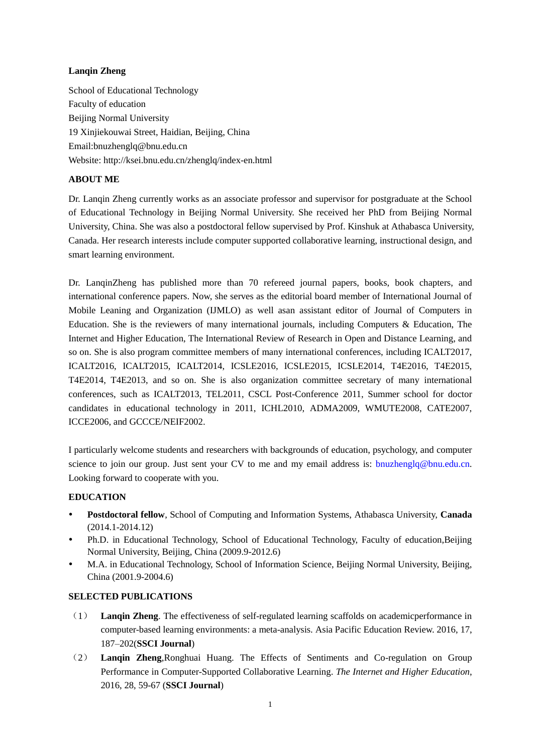**Lanqin Zheng**

School of Educational Technology
Faculty of education
Beijing Normal University
19 Xinjiekouwai Street, Haidian, Beijing, China
Email:bnuzhenglq@bnu.edu.cn
Website: http://ksei.bnu.edu.cn/zhenglq/index-en.html

## ABOUT ME

Dr. Lanqin Zheng currently works as an associate professor and supervisor for postgraduate at the School of Educational Technology in Beijing Normal University. She received her PhD from Beijing Normal University, China. She was also a postdoctoral fellow supervised by Prof. Kinshuk at Athabasca University, Canada. Her research interests include computer supported collaborative learning, instructional design, and smart learning environment.

Dr. LanqinZheng has published more than 70 refereed journal papers, books, book chapters, and international conference papers. Now, she serves as the editorial board member of International Journal of Mobile Leaning and Organization (IJMLO) as well asan assistant editor of Journal of Computers in Education. She is the reviewers of many international journals, including Computers & Education, The Internet and Higher Education, The International Review of Research in Open and Distance Learning, and so on. She is also program committee members of many international conferences, including ICALT2017, ICALT2016, ICALT2015, ICALT2014, ICSLE2016, ICSLE2015, ICSLE2014, T4E2016, T4E2015, T4E2014, T4E2013, and so on. She is also organization committee secretary of many international conferences, such as ICALT2013, TEL2011, CSCL Post-Conference 2011, Summer school for doctor candidates in educational technology in 2011, ICHL2010, ADMA2009, WMUTE2008, CATE2007, ICCE2006, and GCCCE/NEIF2002.

I particularly welcome students and researchers with backgrounds of education, psychology, and computer science to join our group. Just sent your CV to me and my email address is: bnuzhenglq@bnu.edu.cn. Looking forward to cooperate with you.

## EDUCATION

- **Postdoctoral fellow**, School of Computing and Information Systems, Athabasca University, **Canada** (2014.1-2014.12)
- Ph.D. in Educational Technology, School of Educational Technology, Faculty of education,Beijing Normal University, Beijing, China (2009.9-2012.6)
- M.A. in Educational Technology, School of Information Science, Beijing Normal University, Beijing, China (2001.9-2004.6)

## SELECTED PUBLICATIONS

（1） **Lanqin Zheng**. The effectiveness of self-regulated learning scaffolds on academicperformance in computer-based learning environments: a meta-analysis. Asia Pacific Education Review. 2016, 17, 187–202(**SSCI Journal**)

（2） **Lanqin Zheng**,Ronghuai Huang. The Effects of Sentiments and Co-regulation on Group Performance in Computer-Supported Collaborative Learning. *The Internet and Higher Education*, 2016, 28, 59-67 (**SSCI Journal**)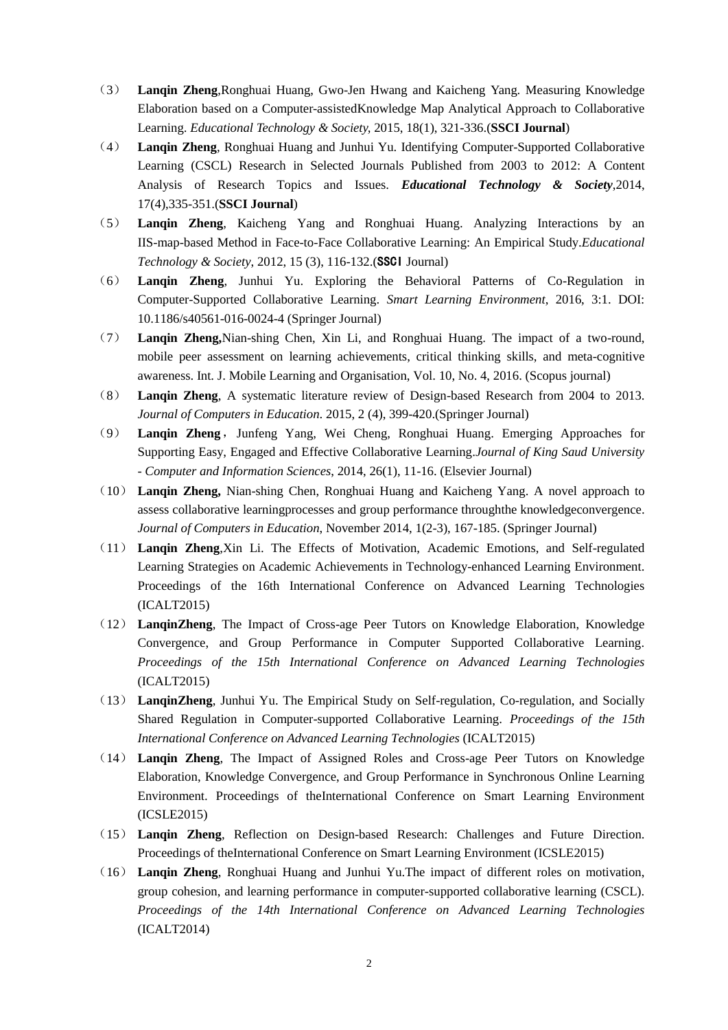（3） **Lanqin Zheng**,Ronghuai Huang, Gwo-Jen Hwang and Kaicheng Yang. Measuring Knowledge Elaboration based on a Computer-assistedKnowledge Map Analytical Approach to Collaborative Learning. *Educational Technology & Society,* 2015, 18(1), 321-336.(**SSCI Journal**)

（4） **Lanqin Zheng**, Ronghuai Huang and Junhui Yu. Identifying Computer-Supported Collaborative Learning (CSCL) Research in Selected Journals Published from 2003 to 2012: A Content Analysis of Research Topics and Issues. ***Educational Technology & Society***,2014, 17(4),335-351.(**SSCI Journal**)

（5） **Lanqin Zheng**, Kaicheng Yang and Ronghuai Huang. Analyzing Interactions by an IIS-map-based Method in Face-to-Face Collaborative Learning: An Empirical Study.*Educational Technology & Society*, 2012, 15 (3), 116-132.(**SSCI** Journal)

（6） **Lanqin Zheng**, Junhui Yu. Exploring the Behavioral Patterns of Co-Regulation in Computer-Supported Collaborative Learning. *Smart Learning Environment*, 2016, 3:1. DOI: 10.1186/s40561-016-0024-4 (Springer Journal)

（7） **Lanqin Zheng,**Nian-shing Chen, Xin Li, and Ronghuai Huang. The impact of a two-round, mobile peer assessment on learning achievements, critical thinking skills, and meta-cognitive awareness. Int. J. Mobile Learning and Organisation, Vol. 10, No. 4, 2016. (Scopus journal)

（8） **Lanqin Zheng**, A systematic literature review of Design-based Research from 2004 to 2013. *Journal of Computers in Education*. 2015, 2 (4), 399-420.(Springer Journal)

（9） **Lanqin Zheng**，Junfeng Yang, Wei Cheng, Ronghuai Huang. Emerging Approaches for Supporting Easy, Engaged and Effective Collaborative Learning.*Journal of King Saud University - Computer and Information Sciences*, 2014, 26(1), 11-16. (Elsevier Journal)

（10） **Lanqin Zheng,** Nian-shing Chen, Ronghuai Huang and Kaicheng Yang. A novel approach to assess collaborative learningprocesses and group performance throughthe knowledgeconvergence. *Journal of Computers in Education*, November 2014, 1(2-3), 167-185. (Springer Journal)

（11） **Lanqin Zheng**,Xin Li. The Effects of Motivation, Academic Emotions, and Self-regulated Learning Strategies on Academic Achievements in Technology-enhanced Learning Environment. Proceedings of the 16th International Conference on Advanced Learning Technologies (ICALT2015)

（12） **LanqinZheng**, The Impact of Cross-age Peer Tutors on Knowledge Elaboration, Knowledge Convergence, and Group Performance in Computer Supported Collaborative Learning. *Proceedings of the 15th International Conference on Advanced Learning Technologies* (ICALT2015)

（13） **LanqinZheng**, Junhui Yu. The Empirical Study on Self-regulation, Co-regulation, and Socially Shared Regulation in Computer-supported Collaborative Learning. *Proceedings of the 15th International Conference on Advanced Learning Technologies* (ICALT2015)

（14） **Lanqin Zheng**, The Impact of Assigned Roles and Cross-age Peer Tutors on Knowledge Elaboration, Knowledge Convergence, and Group Performance in Synchronous Online Learning Environment. Proceedings of theInternational Conference on Smart Learning Environment (ICSLE2015)

（15） **Lanqin Zheng**, Reflection on Design-based Research: Challenges and Future Direction. Proceedings of theInternational Conference on Smart Learning Environment (ICSLE2015)

（16） **Lanqin Zheng**, Ronghuai Huang and Junhui Yu.The impact of different roles on motivation, group cohesion, and learning performance in computer-supported collaborative learning (CSCL). *Proceedings of the 14th International Conference on Advanced Learning Technologies* (ICALT2014)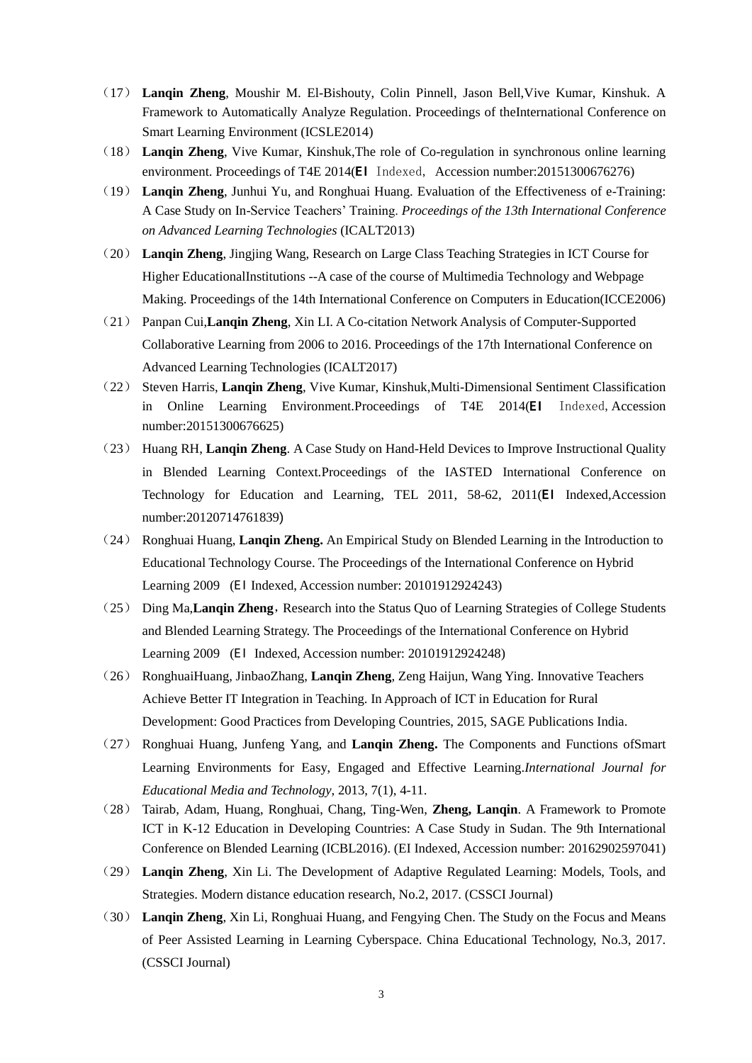（17） **Lanqin Zheng**, Moushir M. El-Bishouty, Colin Pinnell, Jason Bell,Vive Kumar, Kinshuk. A Framework to Automatically Analyze Regulation. Proceedings of theInternational Conference on Smart Learning Environment (ICSLE2014)

（18） **Lanqin Zheng**, Vive Kumar, Kinshuk,The role of Co-regulation in synchronous online learning environment. Proceedings of T4E 2014(**EI** Indexed, Accession number:20151300676276)

（19） **Lanqin Zheng**, Junhui Yu, and Ronghuai Huang. Evaluation of the Effectiveness of e-Training: A Case Study on In-Service Teachers' Training. *Proceedings of the 13th International Conference on Advanced Learning Technologies* (ICALT2013)

（20） **Lanqin Zheng**, Jingjing Wang, Research on Large Class Teaching Strategies in ICT Course for Higher EducationalInstitutions --A case of the course of Multimedia Technology and Webpage Making. Proceedings of the 14th International Conference on Computers in Education(ICCE2006)

（21） Panpan Cui,**Lanqin Zheng**, Xin LI. A Co-citation Network Analysis of Computer-Supported Collaborative Learning from 2006 to 2016. Proceedings of the 17th International Conference on Advanced Learning Technologies (ICALT2017)

（22） Steven Harris, **Lanqin Zheng**, Vive Kumar, Kinshuk,Multi-Dimensional Sentiment Classification in Online Learning Environment.Proceedings of T4E 2014(**EI** Indexed, Accession number:20151300676625)

（23） Huang RH, **Lanqin Zheng**. A Case Study on Hand-Held Devices to Improve Instructional Quality in Blended Learning Context.Proceedings of the IASTED International Conference on Technology for Education and Learning, TEL 2011, 58-62, 2011(**EI** Indexed,Accession number:20120714761839)

（24） Ronghuai Huang, **Lanqin Zheng.** An Empirical Study on Blended Learning in the Introduction to Educational Technology Course. The Proceedings of the International Conference on Hybrid Learning 2009 (EI Indexed, Accession number: 20101912924243)

（25） Ding Ma,**Lanqin Zheng**，Research into the Status Quo of Learning Strategies of College Students and Blended Learning Strategy. The Proceedings of the International Conference on Hybrid Learning 2009 (EI Indexed, Accession number: 20101912924248)

（26） RonghuaiHuang, JinbaoZhang, **Lanqin Zheng**, Zeng Haijun, Wang Ying. Innovative Teachers Achieve Better IT Integration in Teaching. In Approach of ICT in Education for Rural Development: Good Practices from Developing Countries, 2015, SAGE Publications India.

（27） Ronghuai Huang, Junfeng Yang, and **Lanqin Zheng.** The Components and Functions ofSmart Learning Environments for Easy, Engaged and Effective Learning.*International Journal for Educational Media and Technology*, 2013, 7(1), 4-11.

（28） Tairab, Adam, Huang, Ronghuai, Chang, Ting-Wen, **Zheng, Lanqin**. A Framework to Promote ICT in K-12 Education in Developing Countries: A Case Study in Sudan. The 9th International Conference on Blended Learning (ICBL2016). (EI Indexed, Accession number: 20162902597041)

（29） **Lanqin Zheng**, Xin Li. The Development of Adaptive Regulated Learning: Models, Tools, and Strategies. Modern distance education research, No.2, 2017. (CSSCI Journal)

（30） **Lanqin Zheng**, Xin Li, Ronghuai Huang, and Fengying Chen. The Study on the Focus and Means of Peer Assisted Learning in Learning Cyberspace. China Educational Technology, No.3, 2017. (CSSCI Journal)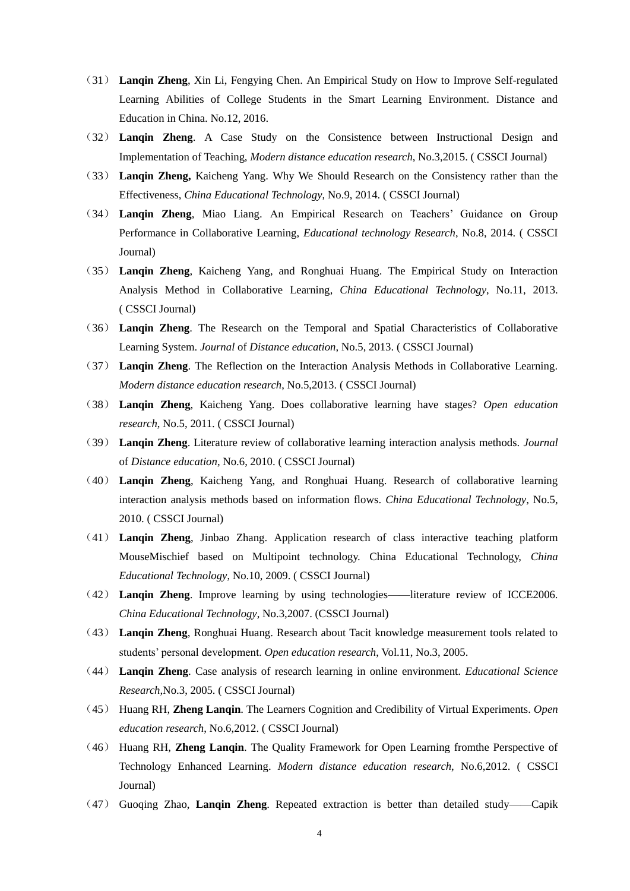（31） **Lanqin Zheng**, Xin Li, Fengying Chen. An Empirical Study on How to Improve Self-regulated Learning Abilities of College Students in the Smart Learning Environment. Distance and Education in China. No.12, 2016.

（32） **Lanqin Zheng**. A Case Study on the Consistence between Instructional Design and Implementation of Teaching, *Modern distance education research*, No.3,2015. ( CSSCI Journal)

（33） **Lanqin Zheng,** Kaicheng Yang. Why We Should Research on the Consistency rather than the Effectiveness, *China Educational Technology*, No.9, 2014. ( CSSCI Journal)

（34） **Lanqin Zheng**, Miao Liang. An Empirical Research on Teachers' Guidance on Group Performance in Collaborative Learning, *Educational technology Research*, No.8, 2014. ( CSSCI Journal)

（35） **Lanqin Zheng**, Kaicheng Yang, and Ronghuai Huang. The Empirical Study on Interaction Analysis Method in Collaborative Learning, *China Educational Technology*, No.11, 2013. ( CSSCI Journal)

（36） **Lanqin Zheng**. The Research on the Temporal and Spatial Characteristics of Collaborative Learning System. *Journal* of *Distance education*, No.5, 2013. ( CSSCI Journal)

（37） **Lanqin Zheng**. The Reflection on the Interaction Analysis Methods in Collaborative Learning. *Modern distance education research*, No.5,2013. ( CSSCI Journal)

（38） **Lanqin Zheng**, Kaicheng Yang. Does collaborative learning have stages? *Open education research*, No.5, 2011. ( CSSCI Journal)

（39） **Lanqin Zheng**. Literature review of collaborative learning interaction analysis methods. *Journal* of *Distance education*, No.6, 2010. ( CSSCI Journal)

（40） **Lanqin Zheng**, Kaicheng Yang, and Ronghuai Huang. Research of collaborative learning interaction analysis methods based on information flows. *China Educational Technology*, No.5, 2010. ( CSSCI Journal)

（41） **Lanqin Zheng**, Jinbao Zhang. Application research of class interactive teaching platform MouseMischief based on Multipoint technology. China Educational Technology, *China Educational Technology*, No.10, 2009. ( CSSCI Journal)

（42） **Lanqin Zheng**. Improve learning by using technologies——literature review of ICCE2006. *China Educational Technology*, No.3,2007. (CSSCI Journal)

（43） **Lanqin Zheng**, Ronghuai Huang. Research about Tacit knowledge measurement tools related to students' personal development. *Open education research*, Vol.11, No.3, 2005.

（44） **Lanqin Zheng**. Case analysis of research learning in online environment. *Educational Science Research*,No.3, 2005. ( CSSCI Journal)

（45） Huang RH, **Zheng Lanqin**. The Learners Cognition and Credibility of Virtual Experiments. *Open education research*, No.6,2012. ( CSSCI Journal)

（46） Huang RH, **Zheng Lanqin**. The Quality Framework for Open Learning fromthe Perspective of Technology Enhanced Learning. *Modern distance education research*, No.6,2012. ( CSSCI Journal)

（47） Guoqing Zhao, **Lanqin Zheng**. Repeated extraction is better than detailed study——Capik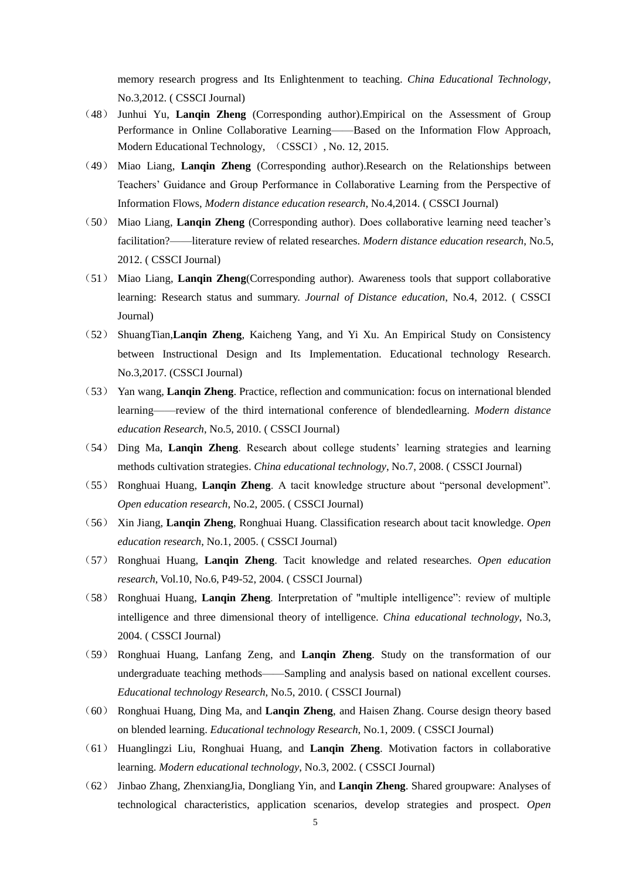memory research progress and Its Enlightenment to teaching. *China Educational Technology*, No.3,2012. ( CSSCI Journal)

（48） Junhui Yu, **Lanqin Zheng** (Corresponding author).Empirical on the Assessment of Group Performance in Online Collaborative Learning——Based on the Information Flow Approach, Modern Educational Technology, （CSSCI）, No. 12, 2015.

（49） Miao Liang, **Lanqin Zheng** (Corresponding author).Research on the Relationships between Teachers' Guidance and Group Performance in Collaborative Learning from the Perspective of Information Flows, *Modern distance education research*, No.4,2014. ( CSSCI Journal)

（50） Miao Liang, **Lanqin Zheng** (Corresponding author). Does collaborative learning need teacher's facilitation?——literature review of related researches. *Modern distance education research*, No.5, 2012. ( CSSCI Journal)

（51） Miao Liang, **Lanqin Zheng**(Corresponding author). Awareness tools that support collaborative learning: Research status and summary. *Journal of Distance education*, No.4, 2012. ( CSSCI Journal)

（52） ShuangTian,**Lanqin Zheng**, Kaicheng Yang, and Yi Xu. An Empirical Study on Consistency between Instructional Design and Its Implementation. Educational technology Research. No.3,2017. (CSSCI Journal)

（53） Yan wang, **Lanqin Zheng**. Practice, reflection and communication: focus on international blended learning——review of the third international conference of blendedlearning. *Modern distance education Research*, No.5, 2010. ( CSSCI Journal)

（54） Ding Ma, **Lanqin Zheng**. Research about college students' learning strategies and learning methods cultivation strategies. *China educational technology*, No.7, 2008. ( CSSCI Journal)

（55） Ronghuai Huang, **Lanqin Zheng**. A tacit knowledge structure about "personal development". *Open education research*, No.2, 2005. ( CSSCI Journal)

（56） Xin Jiang, **Lanqin Zheng**, Ronghuai Huang. Classification research about tacit knowledge. *Open education research*, No.1, 2005. ( CSSCI Journal)

（57） Ronghuai Huang, **Lanqin Zheng**. Tacit knowledge and related researches. *Open education research*, Vol.10, No.6, P49-52, 2004. ( CSSCI Journal)

（58） Ronghuai Huang, **Lanqin Zheng**. Interpretation of "multiple intelligence": review of multiple intelligence and three dimensional theory of intelligence. *China educational technology*, No.3, 2004. ( CSSCI Journal)

（59） Ronghuai Huang, Lanfang Zeng, and **Lanqin Zheng**. Study on the transformation of our undergraduate teaching methods——Sampling and analysis based on national excellent courses. *Educational technology Research*, No.5, 2010. ( CSSCI Journal)

（60） Ronghuai Huang, Ding Ma, and **Lanqin Zheng**, and Haisen Zhang. Course design theory based on blended learning. *Educational technology Research*, No.1, 2009. ( CSSCI Journal)

（61） Huanglingzi Liu, Ronghuai Huang, and **Lanqin Zheng**. Motivation factors in collaborative learning. *Modern educational technology*, No.3, 2002. ( CSSCI Journal)

（62） Jinbao Zhang, ZhenxiangJia, Dongliang Yin, and **Lanqin Zheng**. Shared groupware: Analyses of technological characteristics, application scenarios, develop strategies and prospect. *Open*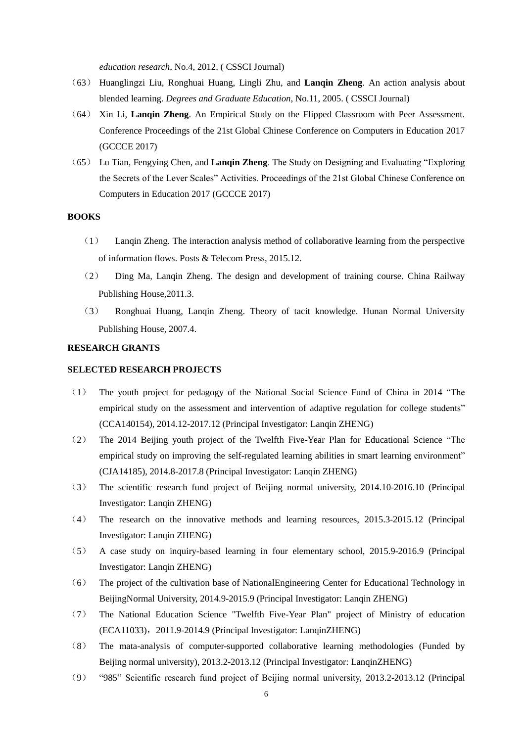*education research*, No.4, 2012. ( CSSCI Journal)

（63） Huanglingzi Liu, Ronghuai Huang, Lingli Zhu, and **Lanqin Zheng**. An action analysis about blended learning. *Degrees and Graduate Education*, No.11, 2005. ( CSSCI Journal)

（64） Xin Li, **Lanqin Zheng**. An Empirical Study on the Flipped Classroom with Peer Assessment. Conference Proceedings of the 21st Global Chinese Conference on Computers in Education 2017 (GCCCE 2017)

（65） Lu Tian, Fengying Chen, and **Lanqin Zheng**. The Study on Designing and Evaluating "Exploring the Secrets of the Lever Scales" Activities. Proceedings of the 21st Global Chinese Conference on Computers in Education 2017 (GCCCE 2017)

**BOOKS**

（1） Lanqin Zheng. The interaction analysis method of collaborative learning from the perspective of information flows. Posts & Telecom Press, 2015.12.

（2） Ding Ma, Lanqin Zheng. The design and development of training course. China Railway Publishing House,2011.3.

（3） Ronghuai Huang, Lanqin Zheng. Theory of tacit knowledge. Hunan Normal University Publishing House, 2007.4.

**RESEARCH GRANTS**

**SELECTED RESEARCH PROJECTS**

（1） The youth project for pedagogy of the National Social Science Fund of China in 2014 "The empirical study on the assessment and intervention of adaptive regulation for college students" (CCA140154), 2014.12-2017.12 (Principal Investigator: Lanqin ZHENG)

（2） The 2014 Beijing youth project of the Twelfth Five-Year Plan for Educational Science "The empirical study on improving the self-regulated learning abilities in smart learning environment" (CJA14185), 2014.8-2017.8 (Principal Investigator: Lanqin ZHENG)

（3） The scientific research fund project of Beijing normal university, 2014.10-2016.10 (Principal Investigator: Lanqin ZHENG)

（4） The research on the innovative methods and learning resources, 2015.3-2015.12 (Principal Investigator: Lanqin ZHENG)

（5） A case study on inquiry-based learning in four elementary school, 2015.9-2016.9 (Principal Investigator: Lanqin ZHENG)

（6） The project of the cultivation base of NationalEngineering Center for Educational Technology in BeijingNormal University, 2014.9-2015.9 (Principal Investigator: Lanqin ZHENG)

（7） The National Education Science "Twelfth Five-Year Plan" project of Ministry of education (ECA11033)，2011.9-2014.9 (Principal Investigator: LanqinZHENG)

（8） The mata-analysis of computer-supported collaborative learning methodologies (Funded by Beijing normal university), 2013.2-2013.12 (Principal Investigator: LanqinZHENG)

（9） "985" Scientific research fund project of Beijing normal university, 2013.2-2013.12 (Principal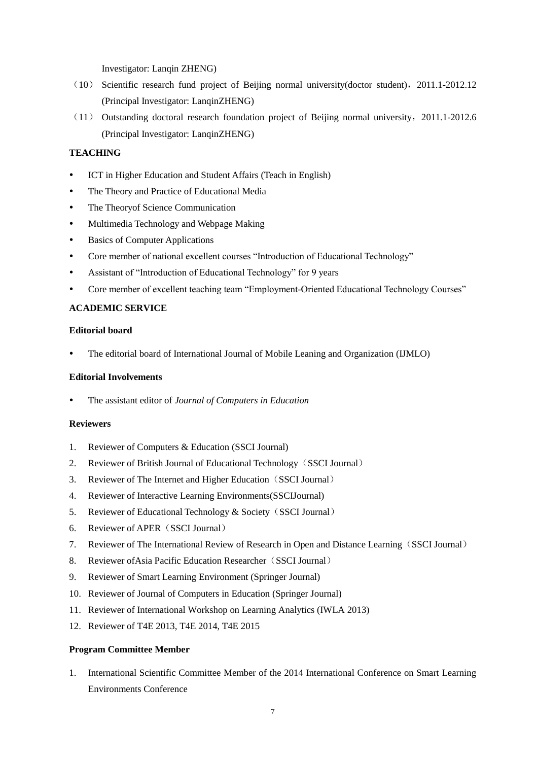Investigator: Lanqin ZHENG)

（10） Scientific research fund project of Beijing normal university(doctor student)，2011.1-2012.12 (Principal Investigator: LanqinZHENG)

（11） Outstanding doctoral research foundation project of Beijing normal university，2011.1-2012.6 (Principal Investigator: LanqinZHENG)

**TEACHING**

- ICT in Higher Education and Student Affairs (Teach in English)
- The Theory and Practice of Educational Media
- The Theoryof Science Communication
- Multimedia Technology and Webpage Making
- Basics of Computer Applications
- Core member of national excellent courses "Introduction of Educational Technology"
- Assistant of "Introduction of Educational Technology" for 9 years
- Core member of excellent teaching team "Employment-Oriented Educational Technology Courses"

**ACADEMIC SERVICE**

**Editorial board**

- The editorial board of International Journal of Mobile Leaning and Organization (IJMLO)

**Editorial Involvements**

- The assistant editor of *Journal of Computers in Education*

**Reviewers**

1. Reviewer of Computers & Education (SSCI Journal)
2. Reviewer of British Journal of Educational Technology（SSCI Journal）
3. Reviewer of The Internet and Higher Education（SSCI Journal）
4. Reviewer of Interactive Learning Environments(SSCIJournal)
5. Reviewer of Educational Technology & Society（SSCI Journal）
6. Reviewer of APER（SSCI Journal）
7. Reviewer of The International Review of Research in Open and Distance Learning（SSCI Journal）
8. Reviewer ofAsia Pacific Education Researcher（SSCI Journal）
9. Reviewer of Smart Learning Environment (Springer Journal)
10. Reviewer of Journal of Computers in Education (Springer Journal)
11. Reviewer of International Workshop on Learning Analytics (IWLA 2013)
12. Reviewer of T4E 2013, T4E 2014, T4E 2015

**Program Committee Member**

1. International Scientific Committee Member of the 2014 International Conference on Smart Learning Environments Conference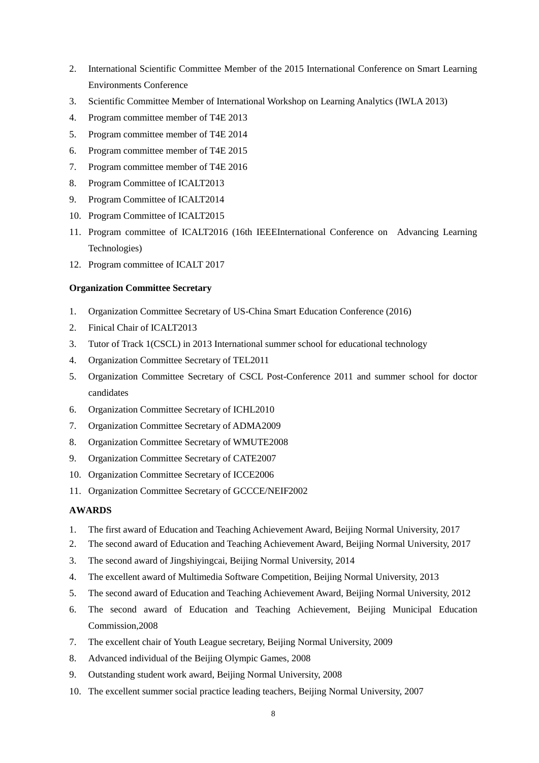2. International Scientific Committee Member of the 2015 International Conference on Smart Learning Environments Conference
3. Scientific Committee Member of International Workshop on Learning Analytics (IWLA 2013)
4. Program committee member of T4E 2013
5. Program committee member of T4E 2014
6. Program committee member of T4E 2015
7. Program committee member of T4E 2016
8. Program Committee of ICALT2013
9. Program Committee of ICALT2014
10. Program Committee of ICALT2015
11. Program committee of ICALT2016 (16th IEEEInternational Conference on Advancing Learning Technologies)
12. Program committee of ICALT 2017

**Organization Committee Secretary**

1. Organization Committee Secretary of US-China Smart Education Conference (2016)
2. Finical Chair of ICALT2013
3. Tutor of Track 1(CSCL) in 2013 International summer school for educational technology
4. Organization Committee Secretary of TEL2011
5. Organization Committee Secretary of CSCL Post-Conference 2011 and summer school for doctor candidates
6. Organization Committee Secretary of ICHL2010
7. Organization Committee Secretary of ADMA2009
8. Organization Committee Secretary of WMUTE2008
9. Organization Committee Secretary of CATE2007
10. Organization Committee Secretary of ICCE2006
11. Organization Committee Secretary of GCCCE/NEIF2002

**AWARDS**

1. The first award of Education and Teaching Achievement Award, Beijing Normal University, 2017
2. The second award of Education and Teaching Achievement Award, Beijing Normal University, 2017
3. The second award of Jingshiyingcai, Beijing Normal University, 2014
4. The excellent award of Multimedia Software Competition, Beijing Normal University, 2013
5. The second award of Education and Teaching Achievement Award, Beijing Normal University, 2012
6. The second award of Education and Teaching Achievement, Beijing Municipal Education Commission,2008
7. The excellent chair of Youth League secretary, Beijing Normal University, 2009
8. Advanced individual of the Beijing Olympic Games, 2008
9. Outstanding student work award, Beijing Normal University, 2008
10. The excellent summer social practice leading teachers, Beijing Normal University, 2007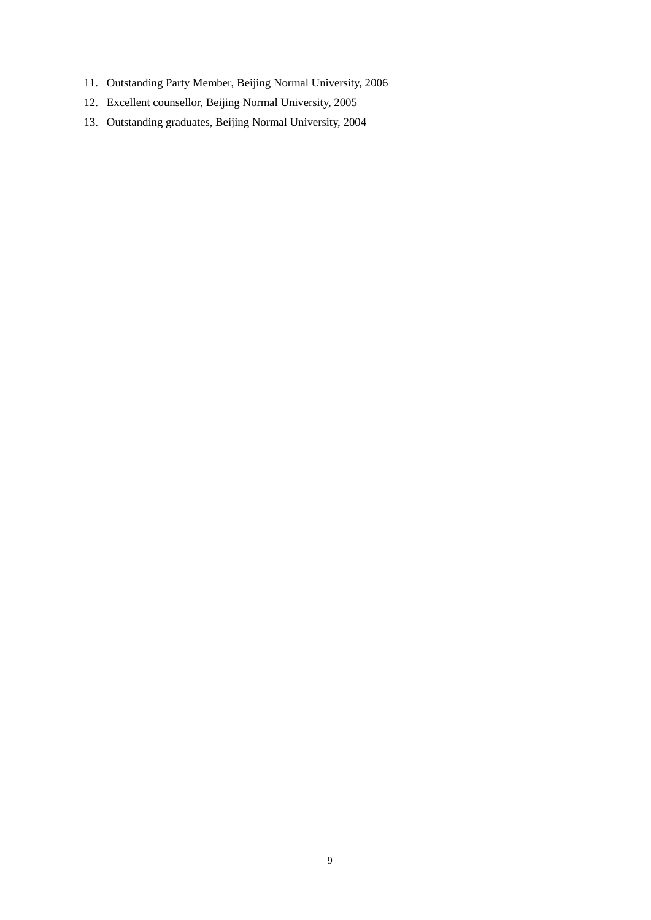11. Outstanding Party Member, Beijing Normal University, 2006
12. Excellent counsellor, Beijing Normal University, 2005
13. Outstanding graduates, Beijing Normal University, 2004